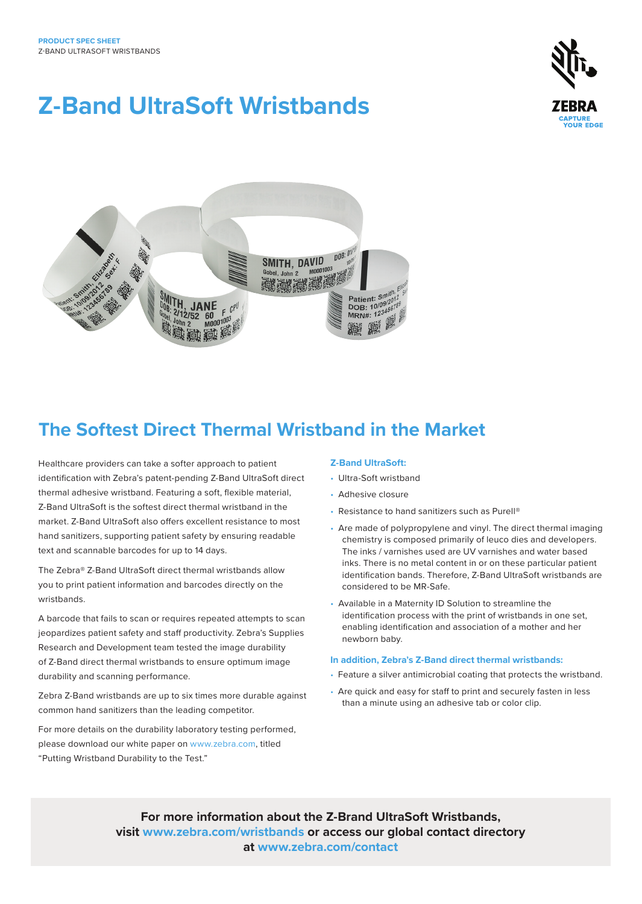PRODUCT SPEC SHEET
Z-BAND ULTRASOFT WRISTBANDS

# Z-Band UltraSoft Wristbands

## The Softest Direct Thermal Wristband in the Market

Healthcare providers can take a softer approach to patient identification with Zebra's patent-pending Z-Band UltraSoft direct thermal adhesive wristband. Featuring a soft, flexible material, Z-Band UltraSoft is the softest direct thermal wristband in the market. Z-Band UltraSoft also offers excellent resistance to most hand sanitizers, supporting patient safety by ensuring readable text and scannable barcodes for up to 14 days.

The Zebra® Z-Band UltraSoft direct thermal wristbands allow you to print patient information and barcodes directly on the wristbands.

A barcode that fails to scan or requires repeated attempts to scan jeopardizes patient safety and staff productivity. Zebra's Supplies Research and Development team tested the image durability of Z-Band direct thermal wristbands to ensure optimum image durability and scanning performance.

Zebra Z-Band wristbands are up to six times more durable against common hand sanitizers than the leading competitor.

For more details on the durability laboratory testing performed, please download our white paper on www.zebra.com, titled "Putting Wristband Durability to the Test."

### Z-Band UltraSoft:

- Ultra-Soft wristband
- Adhesive closure
- Resistance to hand sanitizers such as Purell®
- Are made of polypropylene and vinyl. The direct thermal imaging chemistry is composed primarily of leuco dies and developers. The inks / varnishes used are UV varnishes and water based inks. There is no metal content in or on these particular patient identification bands. Therefore, Z-Band UltraSoft wristbands are considered to be MR-Safe.
- Available in a Maternity ID Solution to streamline the identification process with the print of wristbands in one set, enabling identification and association of a mother and her newborn baby.

### In addition, Zebra's Z-Band direct thermal wristbands:

- Feature a silver antimicrobial coating that protects the wristband.
- Are quick and easy for staff to print and securely fasten in less than a minute using an adhesive tab or color clip.

**For more information about the Z-Brand UltraSoft Wristbands, visit www.zebra.com/wristbands or access our global contact directory at www.zebra.com/contact**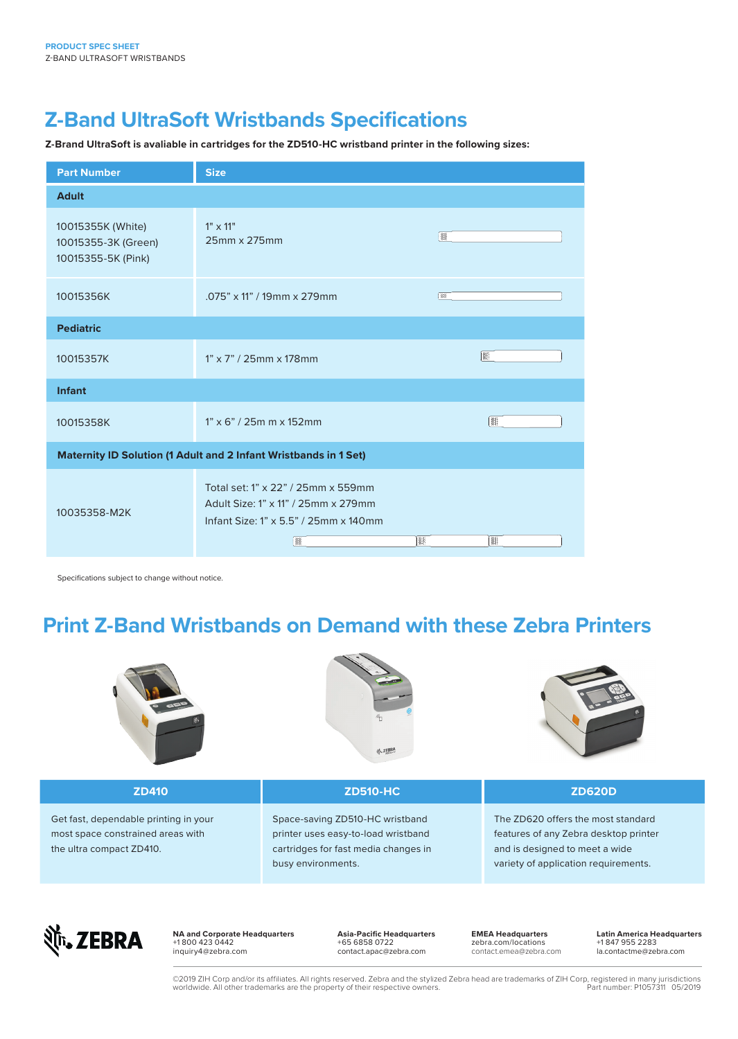PRODUCT SPEC SHEET
Z-BAND ULTRASOFT WRISTBANDS

# Z-Band UltraSoft Wristbands Specifications

**Z-Brand UltraSoft is avaliable in cartridges for the ZD510-HC wristband printer in the following sizes:**

| Part Number | Size |
|---|---|
| **Adult** | |
| 10015355K (White)<br>10015355-3K (Green)<br>10015355-5K (Pink) | 1" x 11"<br>25mm x 275mm |
| 10015356K | .075" x 11" / 19mm x 279mm |
| **Pediatric** | |
| 10015357K | 1" x 7" / 25mm x 178mm |
| **Infant** | |
| 10015358K | 1" x 6" / 25m m x 152mm |
| **Maternity ID Solution (1 Adult and 2 Infant Wristbands in 1 Set)** | |
| 10035358-M2K | Total set: 1" x 22" / 25mm x 559mm<br>Adult Size: 1" x 11" / 25mm x 279mm<br>Infant Size: 1" x 5.5" / 25mm x 140mm |

Specifications subject to change without notice.

# Print Z-Band Wristbands on Demand with these Zebra Printers

| ZD410 | ZD510-HC | ZD620D |
|---|---|---|
| Get fast, dependable printing in your most space constrained areas with the ultra compact ZD410. | Space-saving ZD510-HC wristband printer uses easy-to-load wristband cartridges for fast media changes in busy environments. | The ZD620 offers the most standard features of any Zebra desktop printer and is designed to meet a wide variety of application requirements. |

**NA and Corporate Headquarters**
+1 800 423 0442
inquiry4@zebra.com

**Asia-Pacific Headquarters**
+65 6858 0722
contact.apac@zebra.com

**EMEA Headquarters**
zebra.com/locations
contact.emea@zebra.com

**Latin America Headquarters**
+1 847 955 2283
la.contactme@zebra.com

©2019 ZIH Corp and/or its affiliates. All rights reserved. Zebra and the stylized Zebra head are trademarks of ZIH Corp, registered in many jurisdictions worldwide. All other trademarks are the property of their respective owners. Part number: P1057311 05/2019